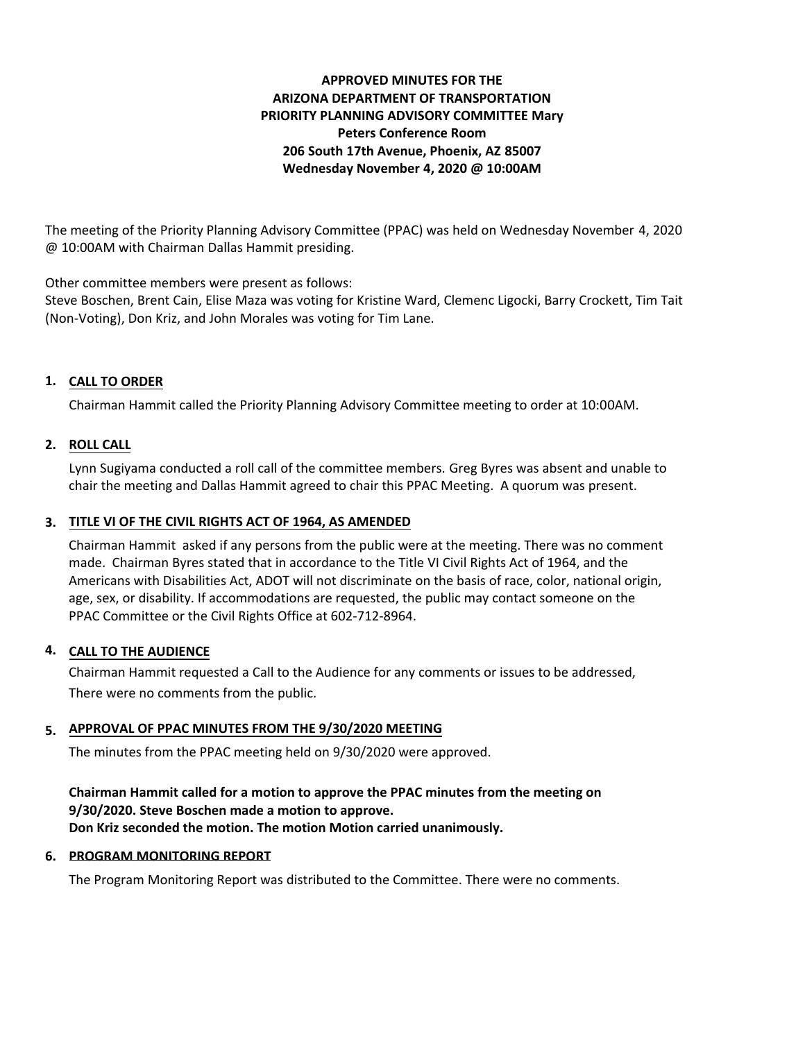**APPROVED MINUTES FOR THE**
**ARIZONA DEPARTMENT OF TRANSPORTATION**
**PRIORITY PLANNING ADVISORY COMMITTEE Mary**
**Peters Conference Room**
**206 South 17th Avenue, Phoenix, AZ 85007**
**Wednesday November 4, 2020 @ 10:00AM**

The meeting of the Priority Planning Advisory Committee (PPAC) was held on Wednesday November 4, 2020 @ 10:00AM with Chairman Dallas Hammit presiding.

Other committee members were present as follows:
Steve Boschen, Brent Cain, Elise Maza was voting for Kristine Ward, Clemenc Ligocki, Barry Crockett, Tim Tait (Non-Voting), Don Kriz, and John Morales was voting for Tim Lane.

## 1. CALL TO ORDER

Chairman Hammit called the Priority Planning Advisory Committee meeting to order at 10:00AM.

## 2. ROLL CALL

Lynn Sugiyama conducted a roll call of the committee members. Greg Byres was absent and unable to chair the meeting and Dallas Hammit agreed to chair this PPAC Meeting. A quorum was present.

## 3. TITLE VI OF THE CIVIL RIGHTS ACT OF 1964, AS AMENDED

Chairman Hammit asked if any persons from the public were at the meeting. There was no comment made. Chairman Byres stated that in accordance to the Title VI Civil Rights Act of 1964, and the Americans with Disabilities Act, ADOT will not discriminate on the basis of race, color, national origin, age, sex, or disability. If accommodations are requested, the public may contact someone on the PPAC Committee or the Civil Rights Office at 602-712-8964.

## 4. CALL TO THE AUDIENCE

Chairman Hammit requested a Call to the Audience for any comments or issues to be addressed, There were no comments from the public.

## 5. APPROVAL OF PPAC MINUTES FROM THE 9/30/2020 MEETING

The minutes from the PPAC meeting held on 9/30/2020 were approved.

**Chairman Hammit called for a motion to approve the PPAC minutes from the meeting on 9/30/2020. Steve Boschen made a motion to approve.**
**Don Kriz seconded the motion. The motion Motion carried unanimously.**

## 6. PROGRAM MONITORING REPORT

The Program Monitoring Report was distributed to the Committee. There were no comments.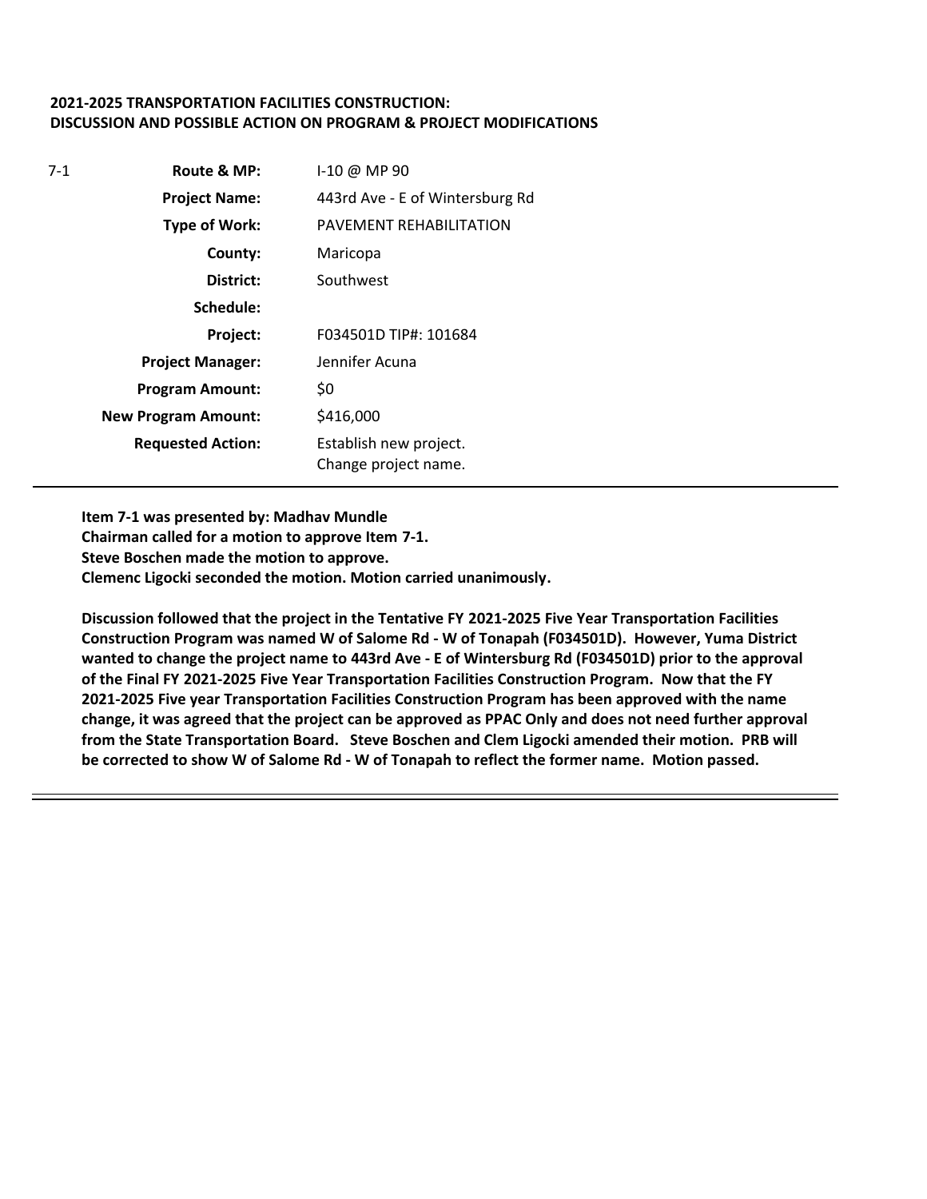**2021-2025 TRANSPORTATION FACILITIES CONSTRUCTION:**
**DISCUSSION AND POSSIBLE ACTION ON PROGRAM & PROJECT MODIFICATIONS**

| 7-1 | | |
|---|---|---|
| | **Route & MP:** | I-10 @ MP 90 |
| | **Project Name:** | 443rd Ave - E of Wintersburg Rd |
| | **Type of Work:** | PAVEMENT REHABILITATION |
| | **County:** | Maricopa |
| | **District:** | Southwest |
| | **Schedule:** | |
| | **Project:** | F034501D TIP#: 101684 |
| | **Project Manager:** | Jennifer Acuna |
| | **Program Amount:** | $0 |
| | **New Program Amount:** | $416,000 |
| | **Requested Action:** | Establish new project.<br>Change project name. |

**Item 7-1 was presented by: Madhav Mundle**
**Chairman called for a motion to approve Item 7-1.**
**Steve Boschen made the motion to approve.**
**Clemenc Ligocki seconded the motion. Motion carried unanimously.**

**Discussion followed that the project in the Tentative FY 2021-2025 Five Year Transportation Facilities Construction Program was named W of Salome Rd - W of Tonapah (F034501D). However, Yuma District wanted to change the project name to 443rd Ave - E of Wintersburg Rd (F034501D) prior to the approval of the Final FY 2021-2025 Five Year Transportation Facilities Construction Program. Now that the FY 2021-2025 Five year Transportation Facilities Construction Program has been approved with the name change, it was agreed that the project can be approved as PPAC Only and does not need further approval from the State Transportation Board. Steve Boschen and Clem Ligocki amended their motion. PRB will be corrected to show W of Salome Rd - W of Tonapah to reflect the former name. Motion passed.**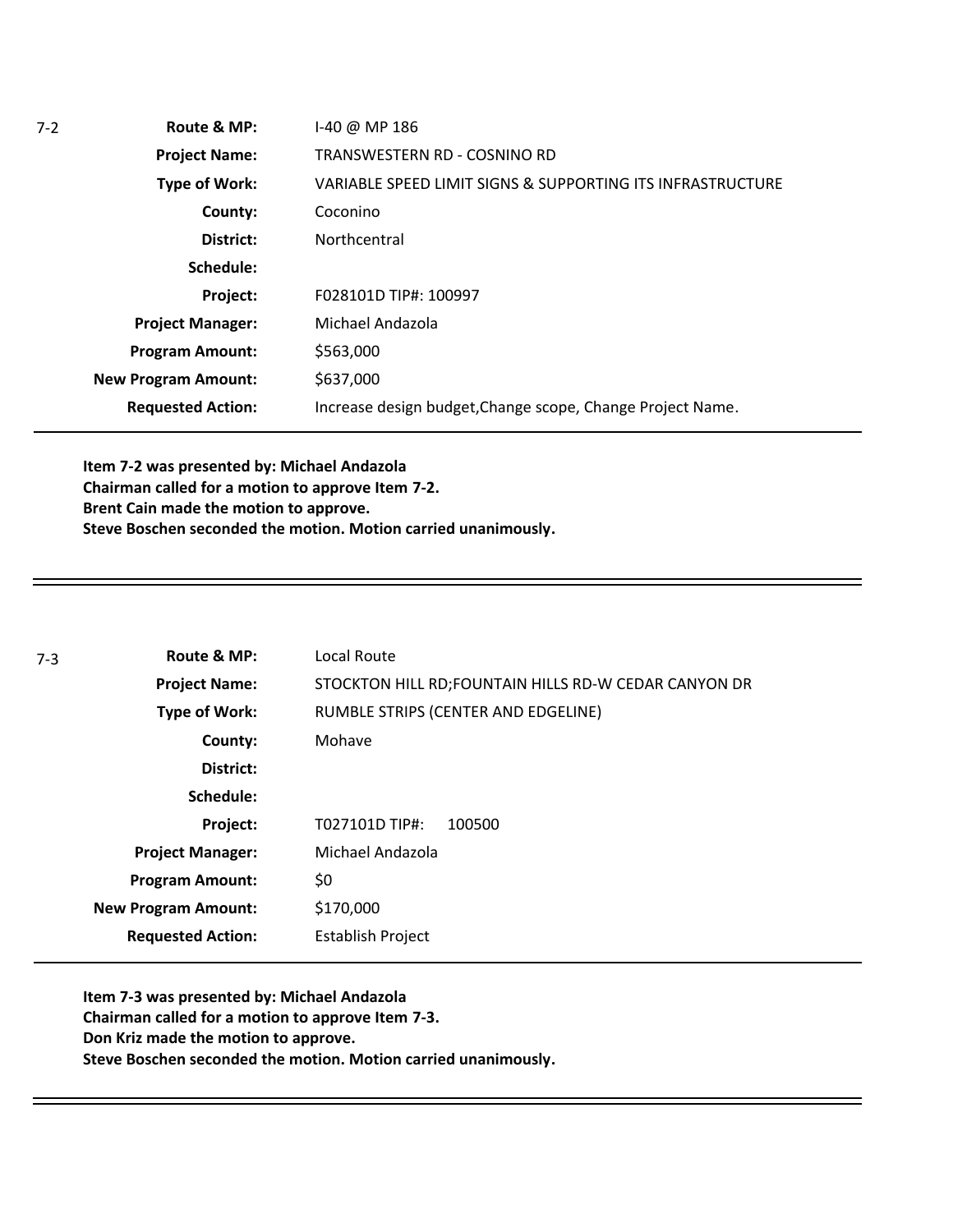7-2

| | |
|---|---|
| **Route & MP:** | I-40 @ MP 186 |
| **Project Name:** | TRANSWESTERN RD - COSNINO RD |
| **Type of Work:** | VARIABLE SPEED LIMIT SIGNS & SUPPORTING ITS INFRASTRUCTURE |
| **County:** | Coconino |
| **District:** | Northcentral |
| **Schedule:** | |
| **Project:** | F028101D TIP#: 100997 |
| **Project Manager:** | Michael Andazola |
| **Program Amount:** | $563,000 |
| **New Program Amount:** | $637,000 |
| **Requested Action:** | Increase design budget,Change scope, Change Project Name. |

**Item 7-2 was presented by: Michael Andazola**
**Chairman called for a motion to approve Item 7-2.**
**Brent Cain made the motion to approve.**
**Steve Boschen seconded the motion. Motion carried unanimously.**

---

7-3

| | |
|---|---|
| **Route & MP:** | Local Route |
| **Project Name:** | STOCKTON HILL RD;FOUNTAIN HILLS RD-W CEDAR CANYON DR |
| **Type of Work:** | RUMBLE STRIPS (CENTER AND EDGELINE) |
| **County:** | Mohave |
| **District:** | |
| **Schedule:** | |
| **Project:** | T027101D TIP#: 100500 |
| **Project Manager:** | Michael Andazola |
| **Program Amount:** | $0 |
| **New Program Amount:** | $170,000 |
| **Requested Action:** | Establish Project |

**Item 7-3 was presented by: Michael Andazola**
**Chairman called for a motion to approve Item 7-3.**
**Don Kriz made the motion to approve.**
**Steve Boschen seconded the motion. Motion carried unanimously.**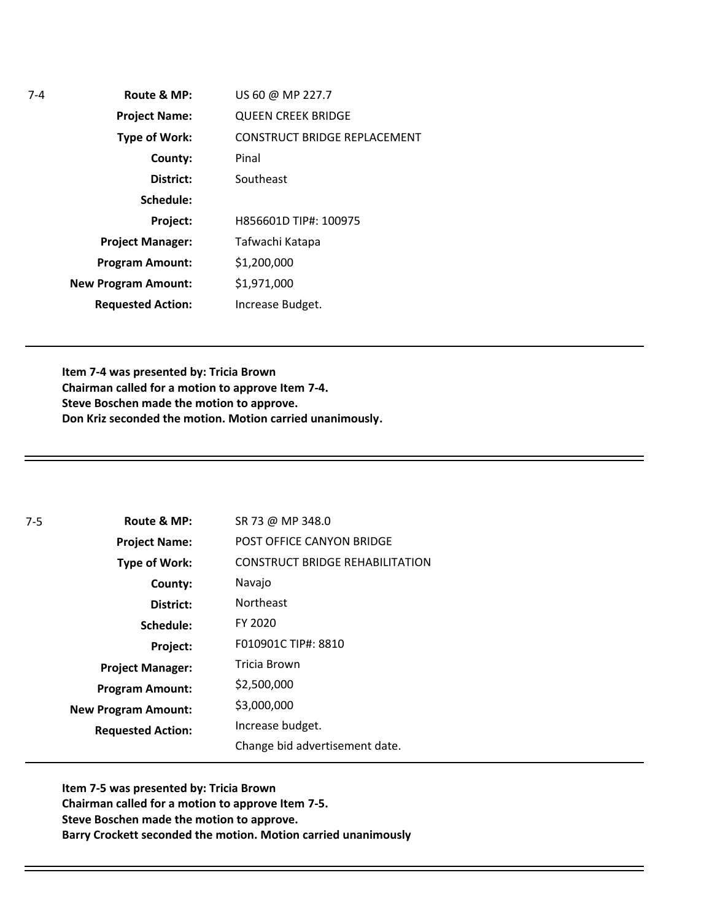**7-4**

| | |
|---|---|
| **Route & MP:** | US 60 @ MP 227.7 |
| **Project Name:** | QUEEN CREEK BRIDGE |
| **Type of Work:** | CONSTRUCT BRIDGE REPLACEMENT |
| **County:** | Pinal |
| **District:** | Southeast |
| **Schedule:** | |
| **Project:** | H856601D TIP#: 100975 |
| **Project Manager:** | Tafwachi Katapa |
| **Program Amount:** | $1,200,000 |
| **New Program Amount:** | $1,971,000 |
| **Requested Action:** | Increase Budget. |

---

**Item 7-4 was presented by: Tricia Brown**
**Chairman called for a motion to approve Item 7-4.**
**Steve Boschen made the motion to approve.**
**Don Kriz seconded the motion. Motion carried unanimously.**

---

**7-5**

| | |
|---|---|
| **Route & MP:** | SR 73 @ MP 348.0 |
| **Project Name:** | POST OFFICE CANYON BRIDGE |
| **Type of Work:** | CONSTRUCT BRIDGE REHABILITATION |
| **County:** | Navajo |
| **District:** | Northeast |
| **Schedule:** | FY 2020 |
| **Project:** | F010901C TIP#: 8810 |
| **Project Manager:** | Tricia Brown |
| **Program Amount:** | $2,500,000 |
| **New Program Amount:** | $3,000,000 |
| **Requested Action:** | Increase budget.<br>Change bid advertisement date. |

---

**Item 7-5 was presented by: Tricia Brown**
**Chairman called for a motion to approve Item 7-5.**
**Steve Boschen made the motion to approve.**
**Barry Crockett seconded the motion. Motion carried unanimously**

---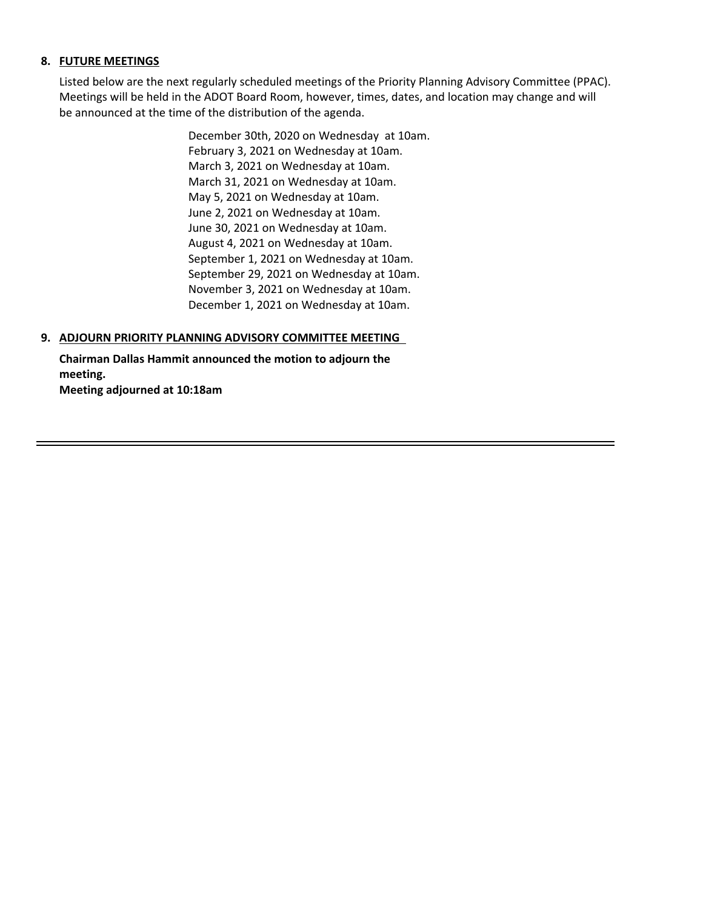**8. FUTURE MEETINGS**

Listed below are the next regularly scheduled meetings of the Priority Planning Advisory Committee (PPAC). Meetings will be held in the ADOT Board Room, however, times, dates, and location may change and will be announced at the time of the distribution of the agenda.

December 30th, 2020 on Wednesday at 10am.
February 3, 2021 on Wednesday at 10am.
March 3, 2021 on Wednesday at 10am.
March 31, 2021 on Wednesday at 10am.
May 5, 2021 on Wednesday at 10am.
June 2, 2021 on Wednesday at 10am.
June 30, 2021 on Wednesday at 10am.
August 4, 2021 on Wednesday at 10am.
September 1, 2021 on Wednesday at 10am.
September 29, 2021 on Wednesday at 10am.
November 3, 2021 on Wednesday at 10am.
December 1, 2021 on Wednesday at 10am.

**9. ADJOURN PRIORITY PLANNING ADVISORY COMMITTEE MEETING**

**Chairman Dallas Hammit announced the motion to adjourn the meeting.**
**Meeting adjourned at 10:18am**